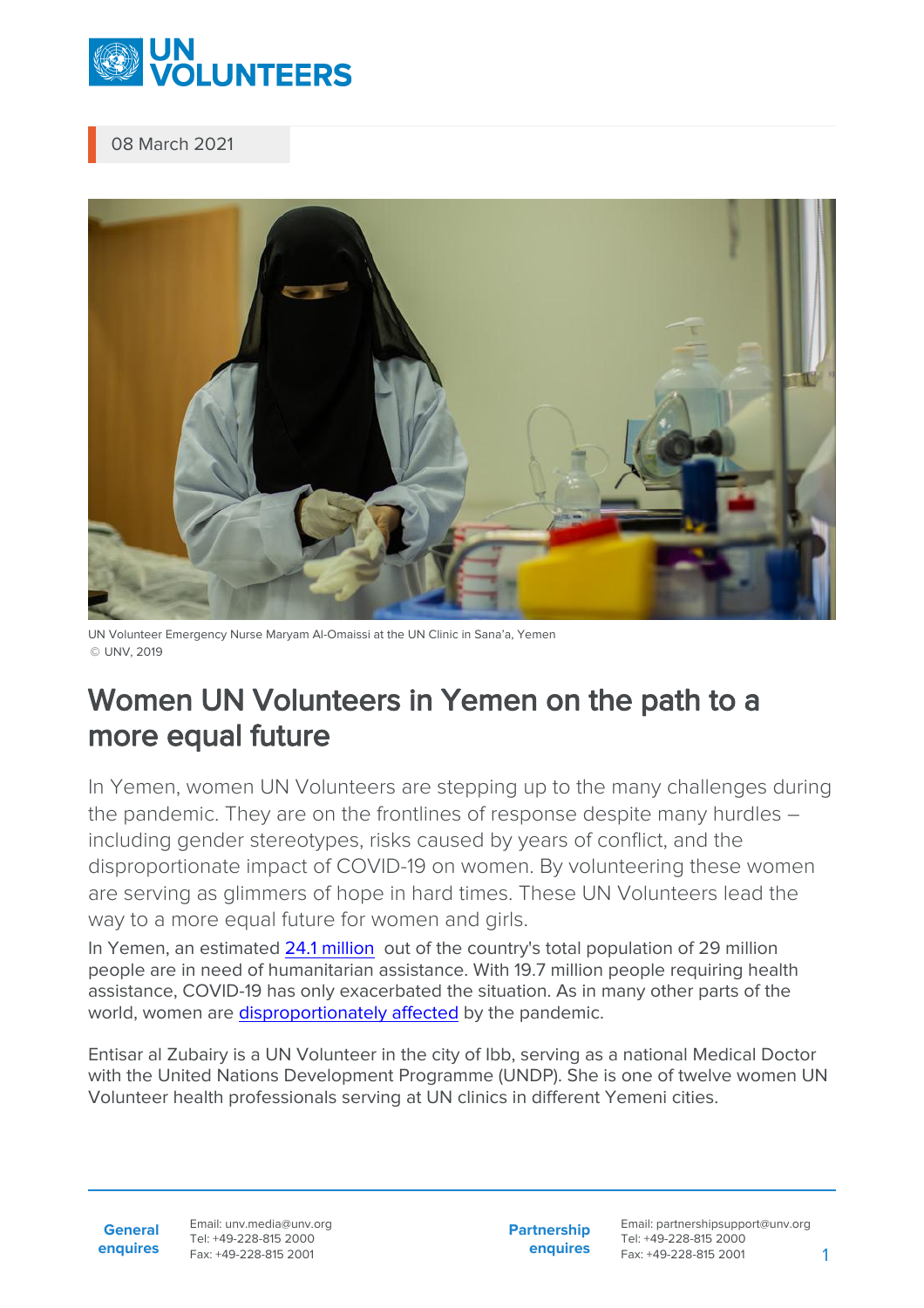08 March 2021

UN Volunteer Emergency Nurse Maryam Al-Omaissi at the UN Clinic in Sana'a, Yemen
© UNV, 2019

# Women UN Volunteers in Yemen on the path to a more equal future

In Yemen, women UN Volunteers are stepping up to the many challenges during the pandemic. They are on the frontlines of response despite many hurdles – including gender stereotypes, risks caused by years of conflict, and the disproportionate impact of COVID-19 on women. By volunteering these women are serving as glimmers of hope in hard times. These UN Volunteers lead the way to a more equal future for women and girls.

In Yemen, an estimated 24.1 million out of the country's total population of 29 million people are in need of humanitarian assistance. With 19.7 million people requiring health assistance, COVID-19 has only exacerbated the situation. As in many other parts of the world, women are disproportionately affected by the pandemic.

Entisar al Zubairy is a UN Volunteer in the city of Ibb, serving as a national Medical Doctor with the United Nations Development Programme (UNDP). She is one of twelve women UN Volunteer health professionals serving at UN clinics in different Yemeni cities.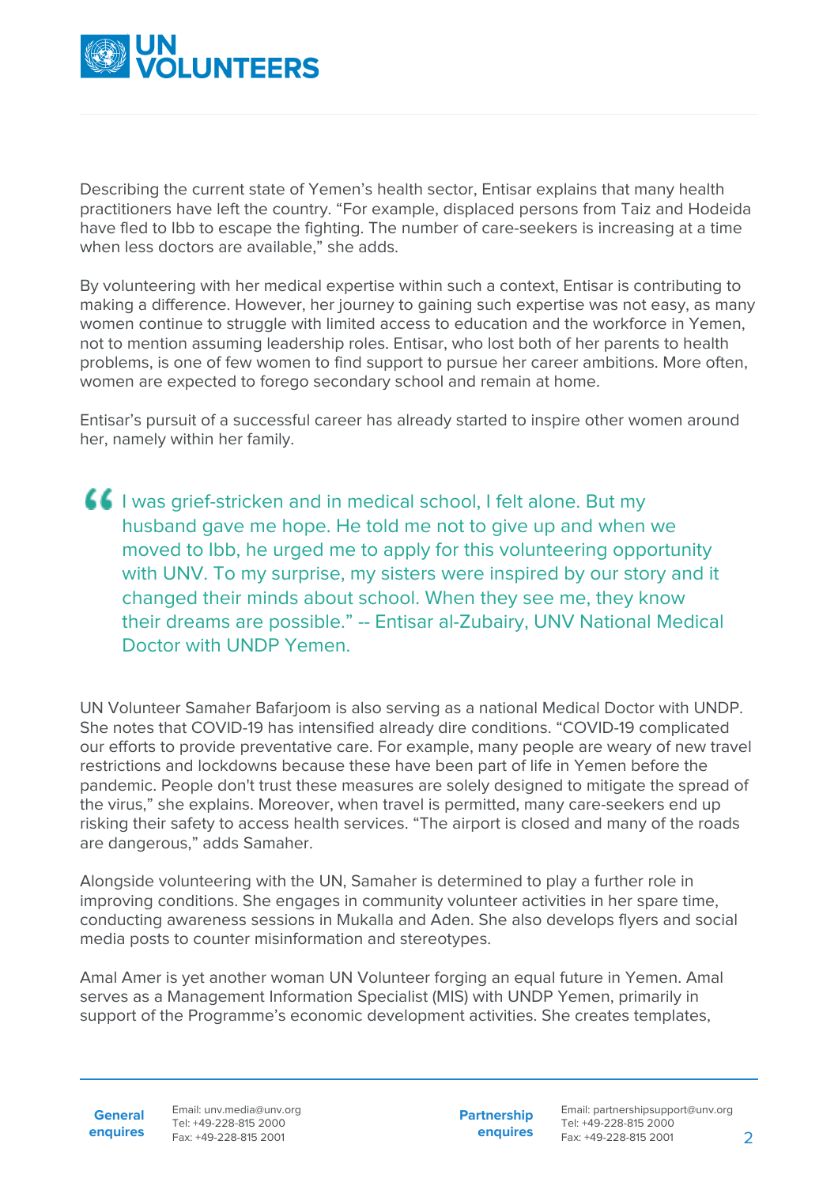Describing the current state of Yemen's health sector, Entisar explains that many health practitioners have left the country. "For example, displaced persons from Taiz and Hodeida have fled to Ibb to escape the fighting. The number of care-seekers is increasing at a time when less doctors are available," she adds.

By volunteering with her medical expertise within such a context, Entisar is contributing to making a difference. However, her journey to gaining such expertise was not easy, as many women continue to struggle with limited access to education and the workforce in Yemen, not to mention assuming leadership roles. Entisar, who lost both of her parents to health problems, is one of few women to find support to pursue her career ambitions. More often, women are expected to forego secondary school and remain at home.

Entisar's pursuit of a successful career has already started to inspire other women around her, namely within her family.

> "I was grief-stricken and in medical school, I felt alone. But my husband gave me hope. He told me not to give up and when we moved to Ibb, he urged me to apply for this volunteering opportunity with UNV. To my surprise, my sisters were inspired by our story and it changed their minds about school. When they see me, they know their dreams are possible." -- Entisar al-Zubairy, UNV National Medical Doctor with UNDP Yemen.

UN Volunteer Samaher Bafarjoom is also serving as a national Medical Doctor with UNDP. She notes that COVID-19 has intensified already dire conditions. "COVID-19 complicated our efforts to provide preventative care. For example, many people are weary of new travel restrictions and lockdowns because these have been part of life in Yemen before the pandemic. People don't trust these measures are solely designed to mitigate the spread of the virus," she explains. Moreover, when travel is permitted, many care-seekers end up risking their safety to access health services. "The airport is closed and many of the roads are dangerous," adds Samaher.

Alongside volunteering with the UN, Samaher is determined to play a further role in improving conditions. She engages in community volunteer activities in her spare time, conducting awareness sessions in Mukalla and Aden. She also develops flyers and social media posts to counter misinformation and stereotypes.

Amal Amer is yet another woman UN Volunteer forging an equal future in Yemen. Amal serves as a Management Information Specialist (MIS) with UNDP Yemen, primarily in support of the Programme's economic development activities. She creates templates,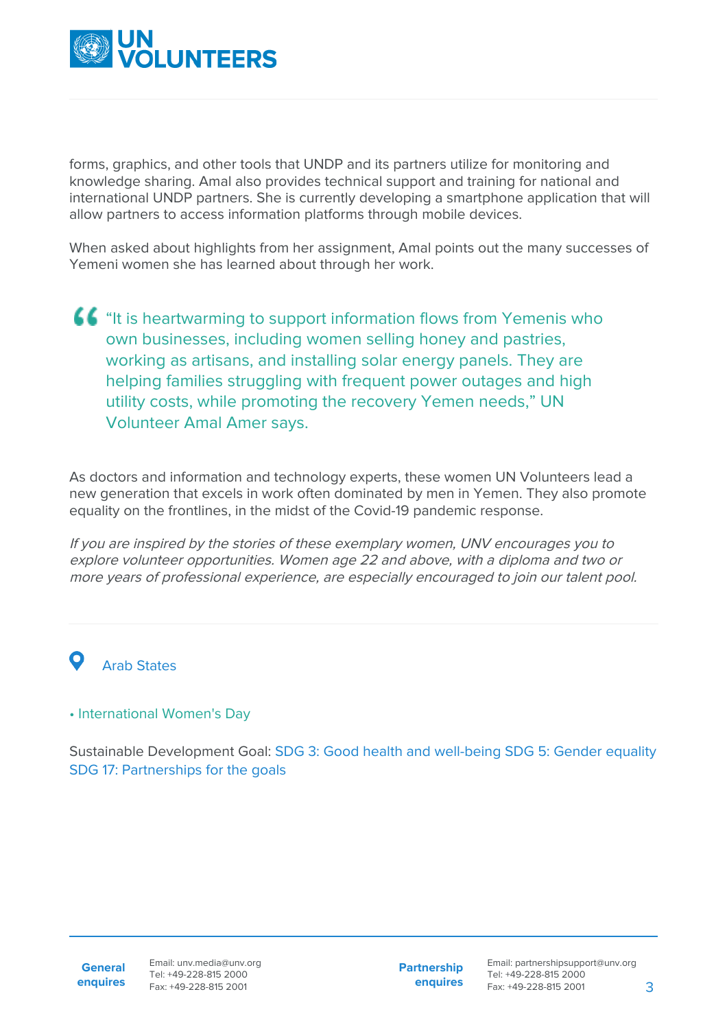forms, graphics, and other tools that UNDP and its partners utilize for monitoring and knowledge sharing. Amal also provides technical support and training for national and international UNDP partners. She is currently developing a smartphone application that will allow partners to access information platforms through mobile devices.

When asked about highlights from her assignment, Amal points out the many successes of Yemeni women she has learned about through her work.

> “It is heartwarming to support information flows from Yemenis who own businesses, including women selling honey and pastries, working as artisans, and installing solar energy panels. They are helping families struggling with frequent power outages and high utility costs, while promoting the recovery Yemen needs,” UN Volunteer Amal Amer says.

As doctors and information and technology experts, these women UN Volunteers lead a new generation that excels in work often dominated by men in Yemen. They also promote equality on the frontlines, in the midst of the Covid-19 pandemic response.

*If you are inspired by the stories of these exemplary women, UNV encourages you to explore volunteer opportunities. Women age 22 and above, with a diploma and two or more years of professional experience, are especially encouraged to join our talent pool.*

Arab States

- International Women's Day

Sustainable Development Goal: SDG 3: Good health and well-being SDG 5: Gender equality SDG 17: Partnerships for the goals